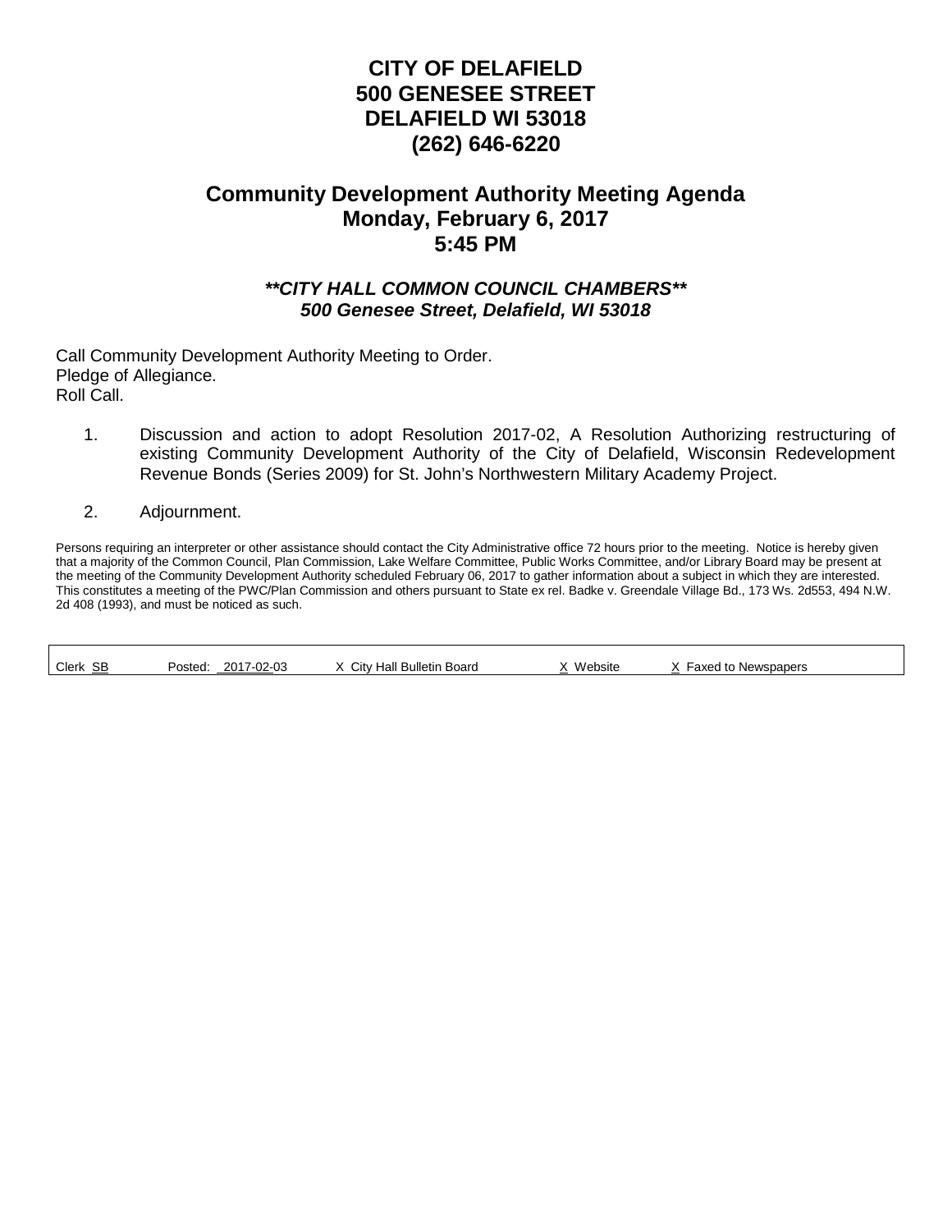# CITY OF DELAFIELD
# 500 GENESEE STREET
# DELAFIELD WI 53018
# (262) 646-6220

## Community Development Authority Meeting Agenda
## Monday, February 6, 2017
## 5:45 PM

***\*\*CITY HALL COMMON COUNCIL CHAMBERS\*\****
***500 Genesee Street, Delafield, WI 53018***

Call Community Development Authority Meeting to Order.
Pledge of Allegiance.
Roll Call.

1. Discussion and action to adopt Resolution 2017-02, A Resolution Authorizing restructuring of existing Community Development Authority of the City of Delafield, Wisconsin Redevelopment Revenue Bonds (Series 2009) for St. John's Northwestern Military Academy Project.

2. Adjournment.

Persons requiring an interpreter or other assistance should contact the City Administrative office 72 hours prior to the meeting. Notice is hereby given that a majority of the Common Council, Plan Commission, Lake Welfare Committee, Public Works Committee, and/or Library Board may be present at the meeting of the Community Development Authority scheduled February 06, 2017 to gather information about a subject in which they are interested. This constitutes a meeting of the PWC/Plan Commission and others pursuant to State ex rel. Badke v. Greendale Village Bd., 173 Ws. 2d553, 494 N.W. 2d 408 (1993), and must be noticed as such.

| Clerk SB | Posted: 2017-02-03 | X City Hall Bulletin Board | X Website | X Faxed to Newspapers |
|---|---|---|---|---|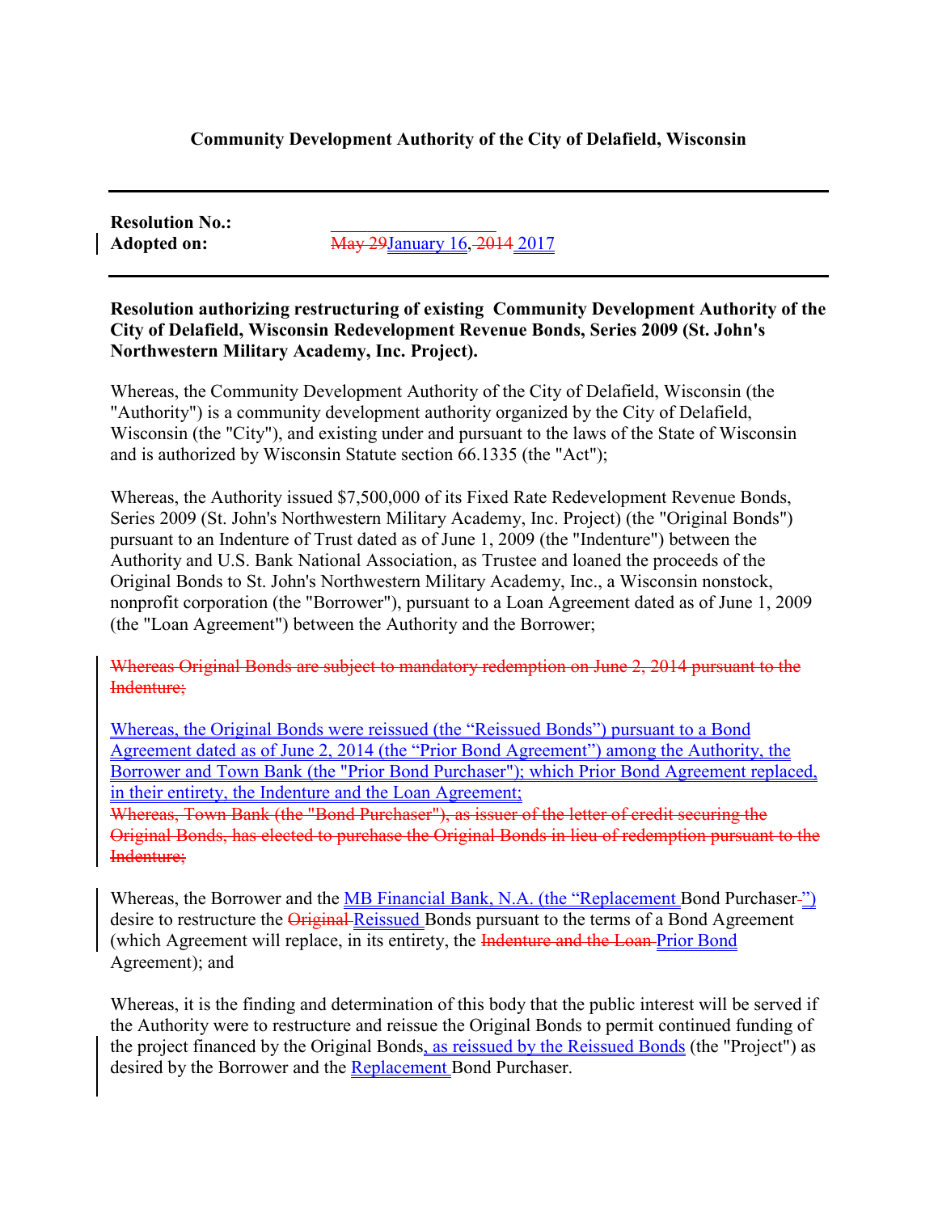**Community Development Authority of the City of Delafield, Wisconsin**

---

**Resolution No.:** ____________________
**Adopted on:** ~~May 29~~January 16, ~~2014~~ 2017

---

**Resolution authorizing restructuring of existing Community Development Authority of the City of Delafield, Wisconsin Redevelopment Revenue Bonds, Series 2009 (St. John's Northwestern Military Academy, Inc. Project).**

Whereas, the Community Development Authority of the City of Delafield, Wisconsin (the "Authority") is a community development authority organized by the City of Delafield, Wisconsin (the "City"), and existing under and pursuant to the laws of the State of Wisconsin and is authorized by Wisconsin Statute section 66.1335 (the "Act");

Whereas, the Authority issued $7,500,000 of its Fixed Rate Redevelopment Revenue Bonds, Series 2009 (St. John's Northwestern Military Academy, Inc. Project) (the "Original Bonds") pursuant to an Indenture of Trust dated as of June 1, 2009 (the "Indenture") between the Authority and U.S. Bank National Association, as Trustee and loaned the proceeds of the Original Bonds to St. John's Northwestern Military Academy, Inc., a Wisconsin nonstock, nonprofit corporation (the "Borrower"), pursuant to a Loan Agreement dated as of June 1, 2009 (the "Loan Agreement") between the Authority and the Borrower;

~~Whereas Original Bonds are subject to mandatory redemption on June 2, 2014 pursuant to the Indenture;~~

Whereas, the Original Bonds were reissued (the "Reissued Bonds") pursuant to a Bond Agreement dated as of June 2, 2014 (the "Prior Bond Agreement") among the Authority, the Borrower and Town Bank (the "Prior Bond Purchaser"); which Prior Bond Agreement replaced, in their entirety, the Indenture and the Loan Agreement;
~~Whereas, Town Bank (the "Bond Purchaser"), as issuer of the letter of credit securing the Original Bonds, has elected to purchase the Original Bonds in lieu of redemption pursuant to the Indenture;~~

Whereas, the Borrower and the MB Financial Bank, N.A. (the "Replacement Bond Purchaser") desire to restructure the ~~Original~~ Reissued Bonds pursuant to the terms of a Bond Agreement (which Agreement will replace, in its entirety, the ~~Indenture and the Loan~~ Prior Bond Agreement); and

Whereas, it is the finding and determination of this body that the public interest will be served if the Authority were to restructure and reissue the Original Bonds to permit continued funding of the project financed by the Original Bonds, as reissued by the Reissued Bonds (the "Project") as desired by the Borrower and the Replacement Bond Purchaser.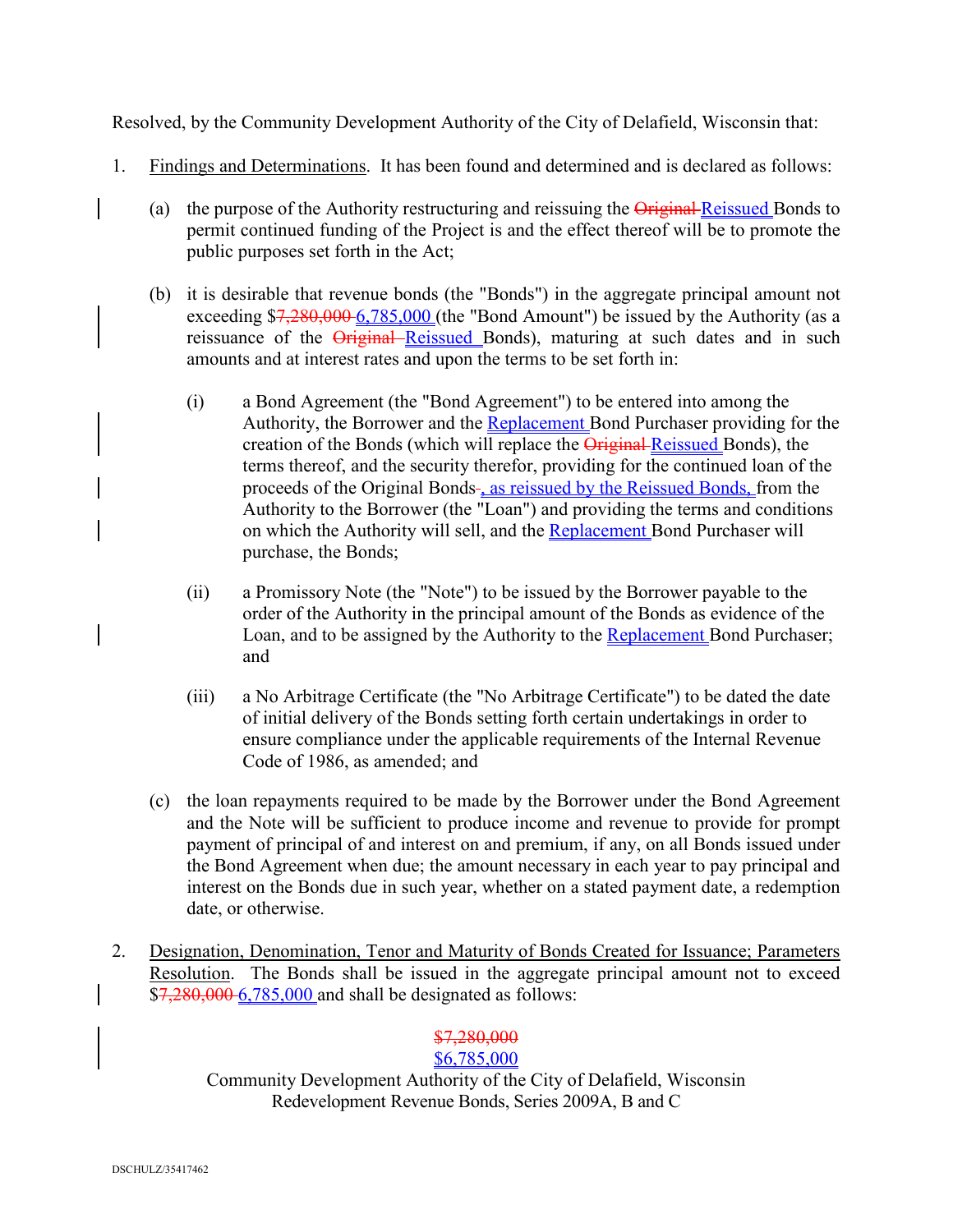Resolved, by the Community Development Authority of the City of Delafield, Wisconsin that:

1. Findings and Determinations. It has been found and determined and is declared as follows:

   (a) the purpose of the Authority restructuring and reissuing the ~~Original~~ Reissued Bonds to permit continued funding of the Project is and the effect thereof will be to promote the public purposes set forth in the Act;

   (b) it is desirable that revenue bonds (the "Bonds") in the aggregate principal amount not exceeding $~~7,280,000~~ 6,785,000 (the "Bond Amount") be issued by the Authority (as a reissuance of the ~~Original~~ Reissued Bonds), maturing at such dates and in such amounts and at interest rates and upon the terms to be set forth in:

      (i) a Bond Agreement (the "Bond Agreement") to be entered into among the Authority, the Borrower and the Replacement Bond Purchaser providing for the creation of the Bonds (which will replace the ~~Original~~ Reissued Bonds), the terms thereof, and the security therefor, providing for the continued loan of the proceeds of the Original Bonds~~.~~, as reissued by the Reissued Bonds, from the Authority to the Borrower (the "Loan") and providing the terms and conditions on which the Authority will sell, and the Replacement Bond Purchaser will purchase, the Bonds;

      (ii) a Promissory Note (the "Note") to be issued by the Borrower payable to the order of the Authority in the principal amount of the Bonds as evidence of the Loan, and to be assigned by the Authority to the Replacement Bond Purchaser; and

      (iii) a No Arbitrage Certificate (the "No Arbitrage Certificate") to be dated the date of initial delivery of the Bonds setting forth certain undertakings in order to ensure compliance under the applicable requirements of the Internal Revenue Code of 1986, as amended; and

   (c) the loan repayments required to be made by the Borrower under the Bond Agreement and the Note will be sufficient to produce income and revenue to provide for prompt payment of principal of and interest on and premium, if any, on all Bonds issued under the Bond Agreement when due; the amount necessary in each year to pay principal and interest on the Bonds due in such year, whether on a stated payment date, a redemption date, or otherwise.

2. Designation, Denomination, Tenor and Maturity of Bonds Created for Issuance; Parameters Resolution. The Bonds shall be issued in the aggregate principal amount not to exceed $~~7,280,000~~ 6,785,000 and shall be designated as follows:

~~$7,280,000~~
$6,785,000
Community Development Authority of the City of Delafield, Wisconsin
Redevelopment Revenue Bonds, Series 2009A, B and C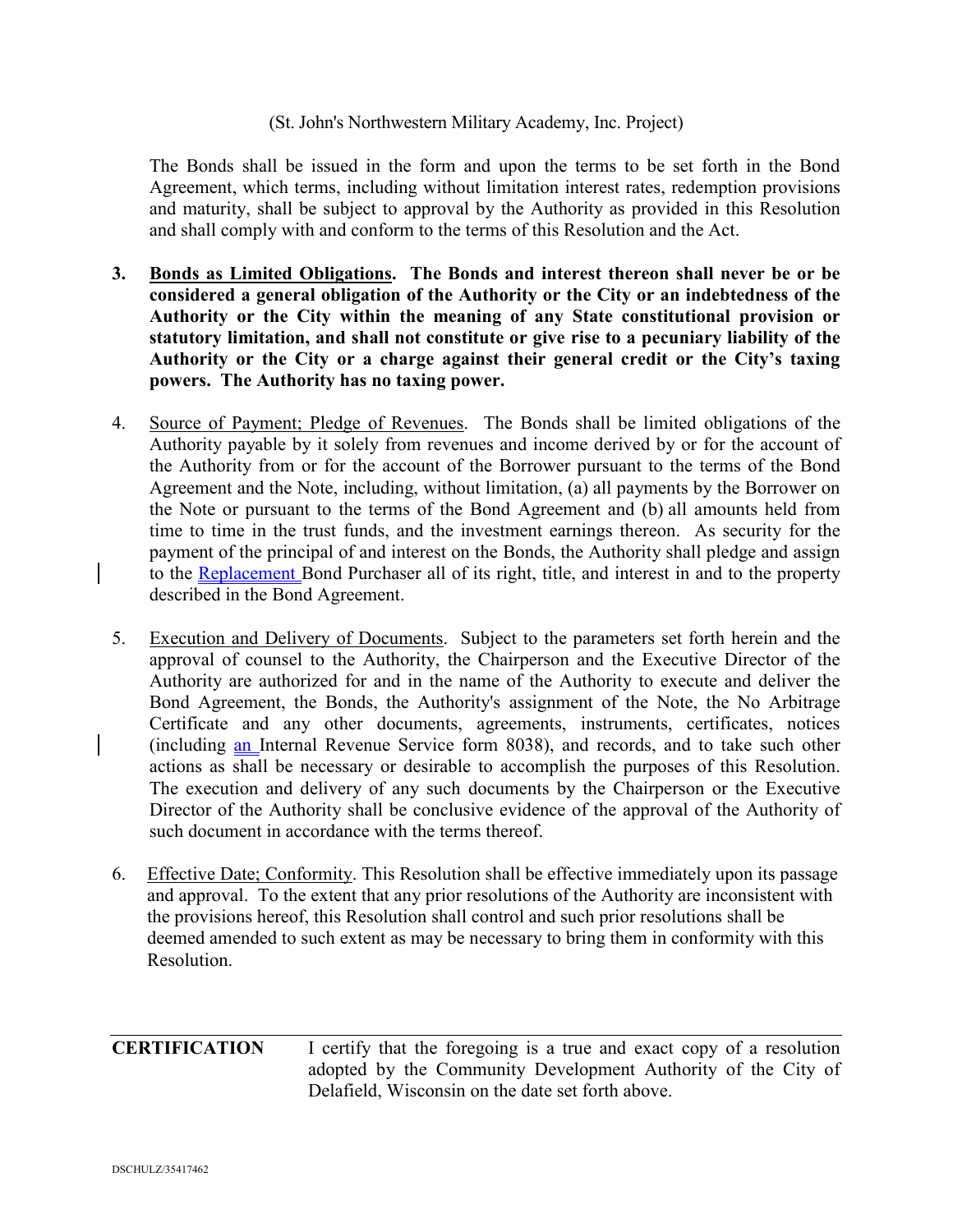(St. John's Northwestern Military Academy, Inc. Project)

The Bonds shall be issued in the form and upon the terms to be set forth in the Bond Agreement, which terms, including without limitation interest rates, redemption provisions and maturity, shall be subject to approval by the Authority as provided in this Resolution and shall comply with and conform to the terms of this Resolution and the Act.

3. **Bonds as Limited Obligations. The Bonds and interest thereon shall never be or be considered a general obligation of the Authority or the City or an indebtedness of the Authority or the City within the meaning of any State constitutional provision or statutory limitation, and shall not constitute or give rise to a pecuniary liability of the Authority or the City or a charge against their general credit or the City's taxing powers. The Authority has no taxing power.**

4. Source of Payment; Pledge of Revenues. The Bonds shall be limited obligations of the Authority payable by it solely from revenues and income derived by or for the account of the Authority from or for the account of the Borrower pursuant to the terms of the Bond Agreement and the Note, including, without limitation, (a) all payments by the Borrower on the Note or pursuant to the terms of the Bond Agreement and (b) all amounts held from time to time in the trust funds, and the investment earnings thereon. As security for the payment of the principal of and interest on the Bonds, the Authority shall pledge and assign to the Replacement Bond Purchaser all of its right, title, and interest in and to the property described in the Bond Agreement.

5. Execution and Delivery of Documents. Subject to the parameters set forth herein and the approval of counsel to the Authority, the Chairperson and the Executive Director of the Authority are authorized for and in the name of the Authority to execute and deliver the Bond Agreement, the Bonds, the Authority's assignment of the Note, the No Arbitrage Certificate and any other documents, agreements, instruments, certificates, notices (including an Internal Revenue Service form 8038), and records, and to take such other actions as shall be necessary or desirable to accomplish the purposes of this Resolution. The execution and delivery of any such documents by the Chairperson or the Executive Director of the Authority shall be conclusive evidence of the approval of the Authority of such document in accordance with the terms thereof.

6. Effective Date; Conformity. This Resolution shall be effective immediately upon its passage and approval. To the extent that any prior resolutions of the Authority are inconsistent with the provisions hereof, this Resolution shall control and such prior resolutions shall be deemed amended to such extent as may be necessary to bring them in conformity with this Resolution.

**CERTIFICATION** I certify that the foregoing is a true and exact copy of a resolution adopted by the Community Development Authority of the City of Delafield, Wisconsin on the date set forth above.

DSCHULZ/35417462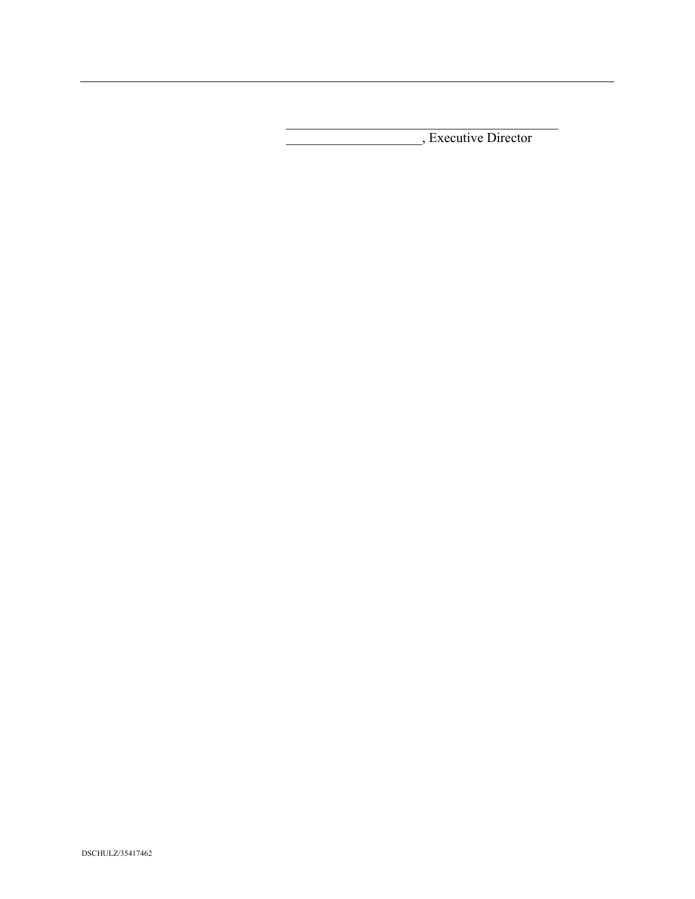\_\_\_\_\_\_\_\_\_\_\_\_\_\_\_\_\_\_\_\_\_\_\_\_\_\_\_\_\_\_\_\_\_\_\_\_\_\_\_\_\_\_

\_\_\_\_\_\_\_\_\_\_\_\_\_\_\_\_\_\_\_\_, Executive Director

DSCHULZ/35417462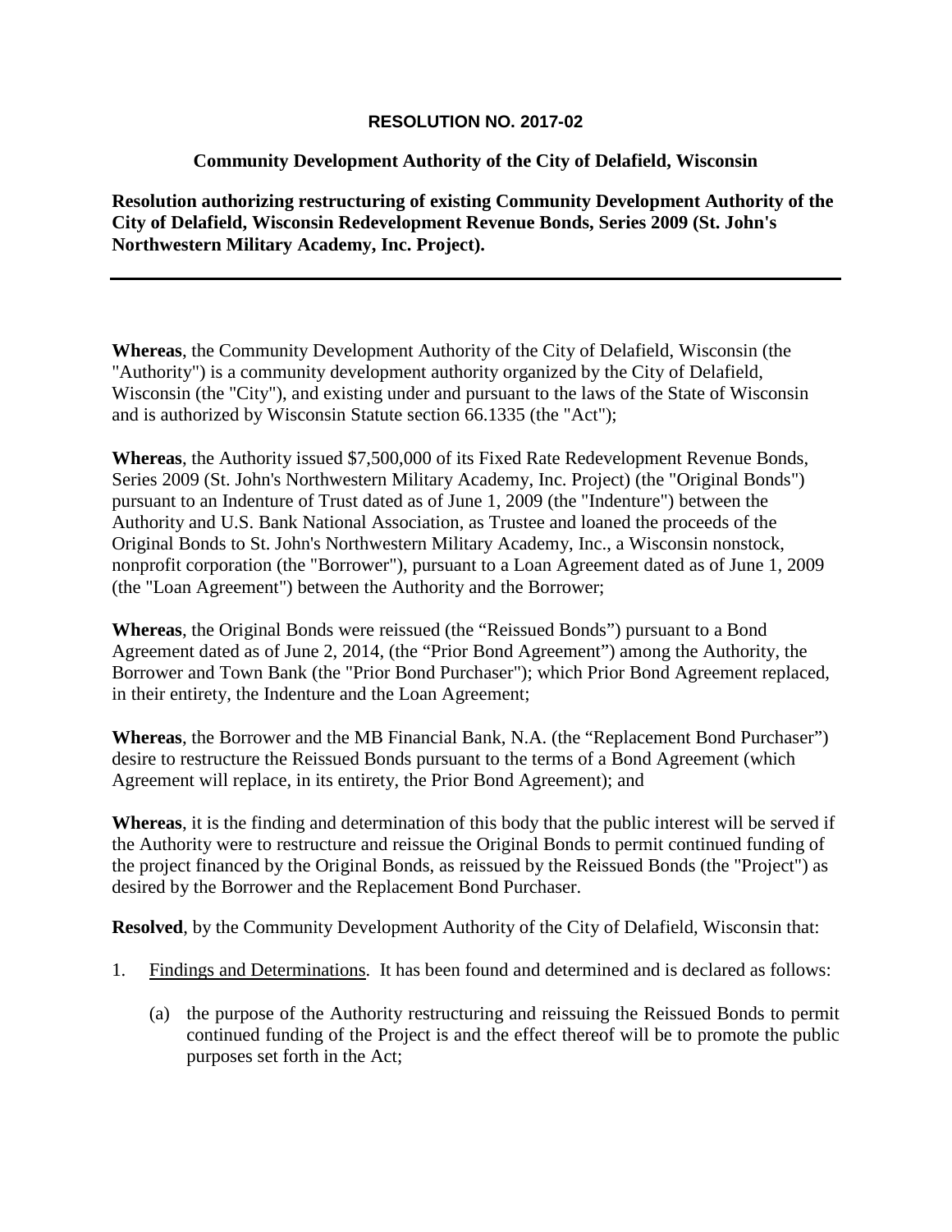**RESOLUTION NO. 2017-02**

**Community Development Authority of the City of Delafield, Wisconsin**

**Resolution authorizing restructuring of existing Community Development Authority of the City of Delafield, Wisconsin Redevelopment Revenue Bonds, Series 2009 (St. John's Northwestern Military Academy, Inc. Project).**

---

**Whereas**, the Community Development Authority of the City of Delafield, Wisconsin (the "Authority") is a community development authority organized by the City of Delafield, Wisconsin (the "City"), and existing under and pursuant to the laws of the State of Wisconsin and is authorized by Wisconsin Statute section 66.1335 (the "Act");

**Whereas**, the Authority issued $7,500,000 of its Fixed Rate Redevelopment Revenue Bonds, Series 2009 (St. John's Northwestern Military Academy, Inc. Project) (the "Original Bonds") pursuant to an Indenture of Trust dated as of June 1, 2009 (the "Indenture") between the Authority and U.S. Bank National Association, as Trustee and loaned the proceeds of the Original Bonds to St. John's Northwestern Military Academy, Inc., a Wisconsin nonstock, nonprofit corporation (the "Borrower"), pursuant to a Loan Agreement dated as of June 1, 2009 (the "Loan Agreement") between the Authority and the Borrower;

**Whereas**, the Original Bonds were reissued (the "Reissued Bonds") pursuant to a Bond Agreement dated as of June 2, 2014, (the "Prior Bond Agreement") among the Authority, the Borrower and Town Bank (the "Prior Bond Purchaser"); which Prior Bond Agreement replaced, in their entirety, the Indenture and the Loan Agreement;

**Whereas**, the Borrower and the MB Financial Bank, N.A. (the "Replacement Bond Purchaser") desire to restructure the Reissued Bonds pursuant to the terms of a Bond Agreement (which Agreement will replace, in its entirety, the Prior Bond Agreement); and

**Whereas**, it is the finding and determination of this body that the public interest will be served if the Authority were to restructure and reissue the Original Bonds to permit continued funding of the project financed by the Original Bonds, as reissued by the Reissued Bonds (the "Project") as desired by the Borrower and the Replacement Bond Purchaser.

**Resolved**, by the Community Development Authority of the City of Delafield, Wisconsin that:

1. Findings and Determinations. It has been found and determined and is declared as follows:

   (a) the purpose of the Authority restructuring and reissuing the Reissued Bonds to permit continued funding of the Project is and the effect thereof will be to promote the public purposes set forth in the Act;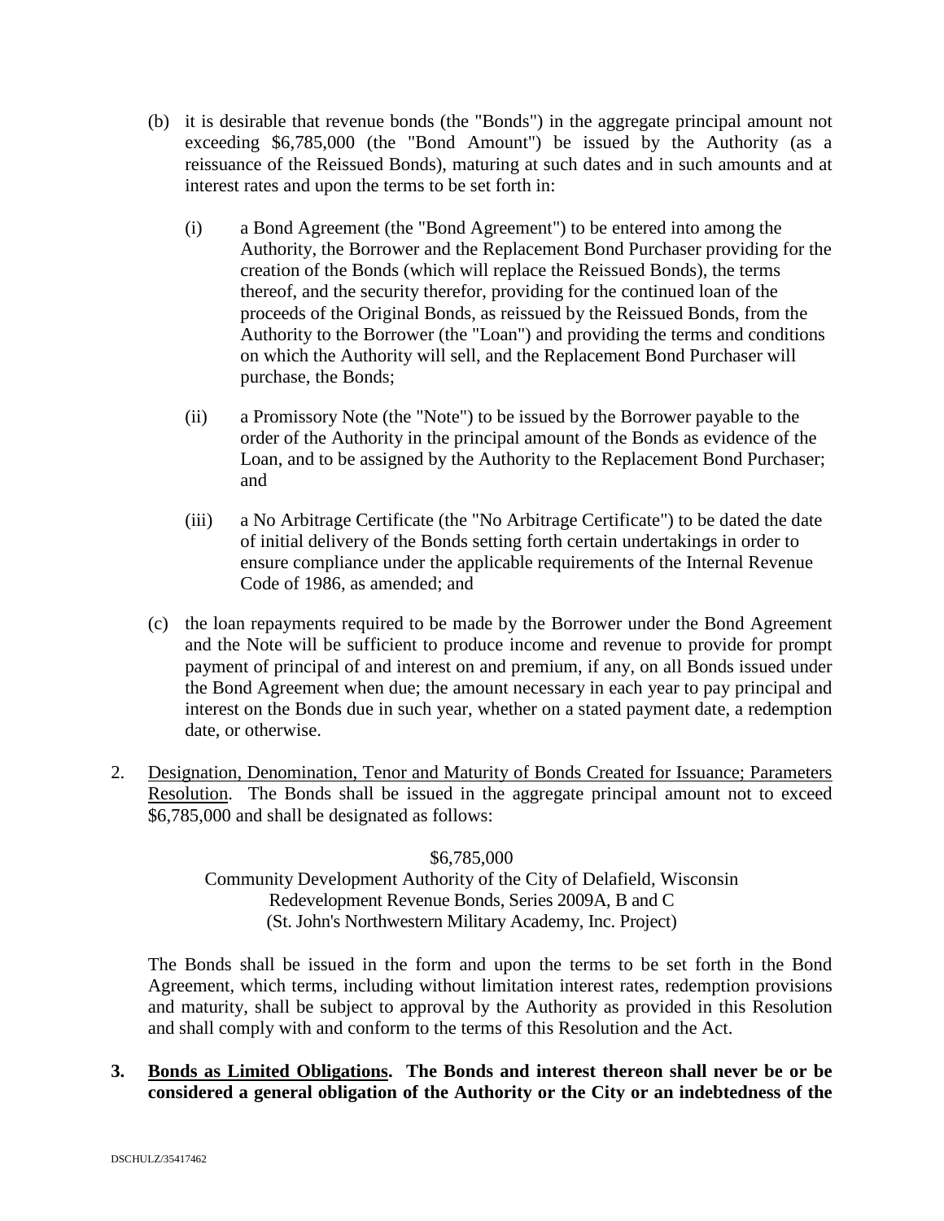(b) it is desirable that revenue bonds (the "Bonds") in the aggregate principal amount not exceeding $6,785,000 (the "Bond Amount") be issued by the Authority (as a reissuance of the Reissued Bonds), maturing at such dates and in such amounts and at interest rates and upon the terms to be set forth in:

   (i) a Bond Agreement (the "Bond Agreement") to be entered into among the Authority, the Borrower and the Replacement Bond Purchaser providing for the creation of the Bonds (which will replace the Reissued Bonds), the terms thereof, and the security therefor, providing for the continued loan of the proceeds of the Original Bonds, as reissued by the Reissued Bonds, from the Authority to the Borrower (the "Loan") and providing the terms and conditions on which the Authority will sell, and the Replacement Bond Purchaser will purchase, the Bonds;

   (ii) a Promissory Note (the "Note") to be issued by the Borrower payable to the order of the Authority in the principal amount of the Bonds as evidence of the Loan, and to be assigned by the Authority to the Replacement Bond Purchaser; and

   (iii) a No Arbitrage Certificate (the "No Arbitrage Certificate") to be dated the date of initial delivery of the Bonds setting forth certain undertakings in order to ensure compliance under the applicable requirements of the Internal Revenue Code of 1986, as amended; and

(c) the loan repayments required to be made by the Borrower under the Bond Agreement and the Note will be sufficient to produce income and revenue to provide for prompt payment of principal of and interest on and premium, if any, on all Bonds issued under the Bond Agreement when due; the amount necessary in each year to pay principal and interest on the Bonds due in such year, whether on a stated payment date, a redemption date, or otherwise.

2. <u>Designation, Denomination, Tenor and Maturity of Bonds Created for Issuance; Parameters Resolution</u>. The Bonds shall be issued in the aggregate principal amount not to exceed $6,785,000 and shall be designated as follows:

$6,785,000
Community Development Authority of the City of Delafield, Wisconsin
Redevelopment Revenue Bonds, Series 2009A, B and C
(St. John's Northwestern Military Academy, Inc. Project)

The Bonds shall be issued in the form and upon the terms to be set forth in the Bond Agreement, which terms, including without limitation interest rates, redemption provisions and maturity, shall be subject to approval by the Authority as provided in this Resolution and shall comply with and conform to the terms of this Resolution and the Act.

**3. <u>Bonds as Limited Obligations</u>. The Bonds and interest thereon shall never be or be considered a general obligation of the Authority or the City or an indebtedness of the**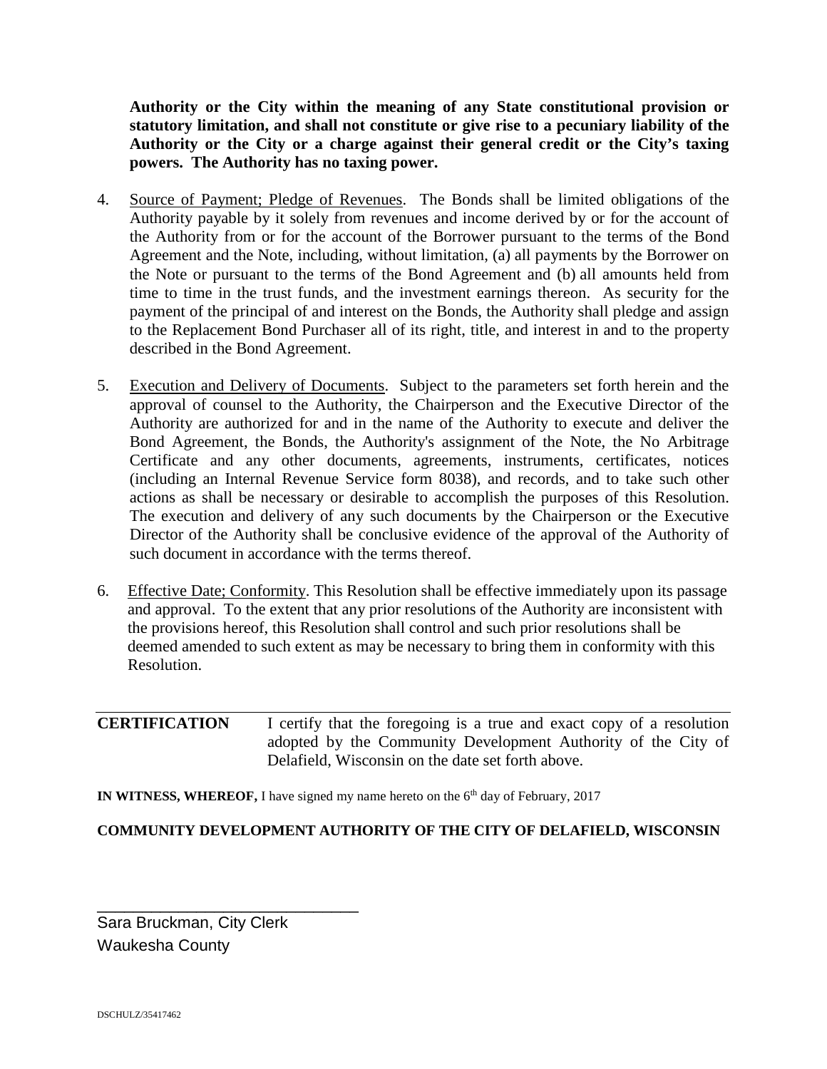**Authority or the City within the meaning of any State constitutional provision or statutory limitation, and shall not constitute or give rise to a pecuniary liability of the Authority or the City or a charge against their general credit or the City's taxing powers. The Authority has no taxing power.**

4. Source of Payment; Pledge of Revenues. The Bonds shall be limited obligations of the Authority payable by it solely from revenues and income derived by or for the account of the Authority from or for the account of the Borrower pursuant to the terms of the Bond Agreement and the Note, including, without limitation, (a) all payments by the Borrower on the Note or pursuant to the terms of the Bond Agreement and (b) all amounts held from time to time in the trust funds, and the investment earnings thereon. As security for the payment of the principal of and interest on the Bonds, the Authority shall pledge and assign to the Replacement Bond Purchaser all of its right, title, and interest in and to the property described in the Bond Agreement.

5. Execution and Delivery of Documents. Subject to the parameters set forth herein and the approval of counsel to the Authority, the Chairperson and the Executive Director of the Authority are authorized for and in the name of the Authority to execute and deliver the Bond Agreement, the Bonds, the Authority's assignment of the Note, the No Arbitrage Certificate and any other documents, agreements, instruments, certificates, notices (including an Internal Revenue Service form 8038), and records, and to take such other actions as shall be necessary or desirable to accomplish the purposes of this Resolution. The execution and delivery of any such documents by the Chairperson or the Executive Director of the Authority shall be conclusive evidence of the approval of the Authority of such document in accordance with the terms thereof.

6. Effective Date; Conformity. This Resolution shall be effective immediately upon its passage and approval. To the extent that any prior resolutions of the Authority are inconsistent with the provisions hereof, this Resolution shall control and such prior resolutions shall be deemed amended to such extent as may be necessary to bring them in conformity with this Resolution.

**CERTIFICATION** I certify that the foregoing is a true and exact copy of a resolution adopted by the Community Development Authority of the City of Delafield, Wisconsin on the date set forth above.

**IN WITNESS, WHEREOF,** I have signed my name hereto on the 6th day of February, 2017

**COMMUNITY DEVELOPMENT AUTHORITY OF THE CITY OF DELAFIELD, WISCONSIN**

\_\_\_\_\_\_\_\_\_\_\_\_\_\_\_\_\_\_\_\_\_\_\_\_\_\_\_\_\_\_

Sara Bruckman, City Clerk
Waukesha County

DSCHULZ/35417462